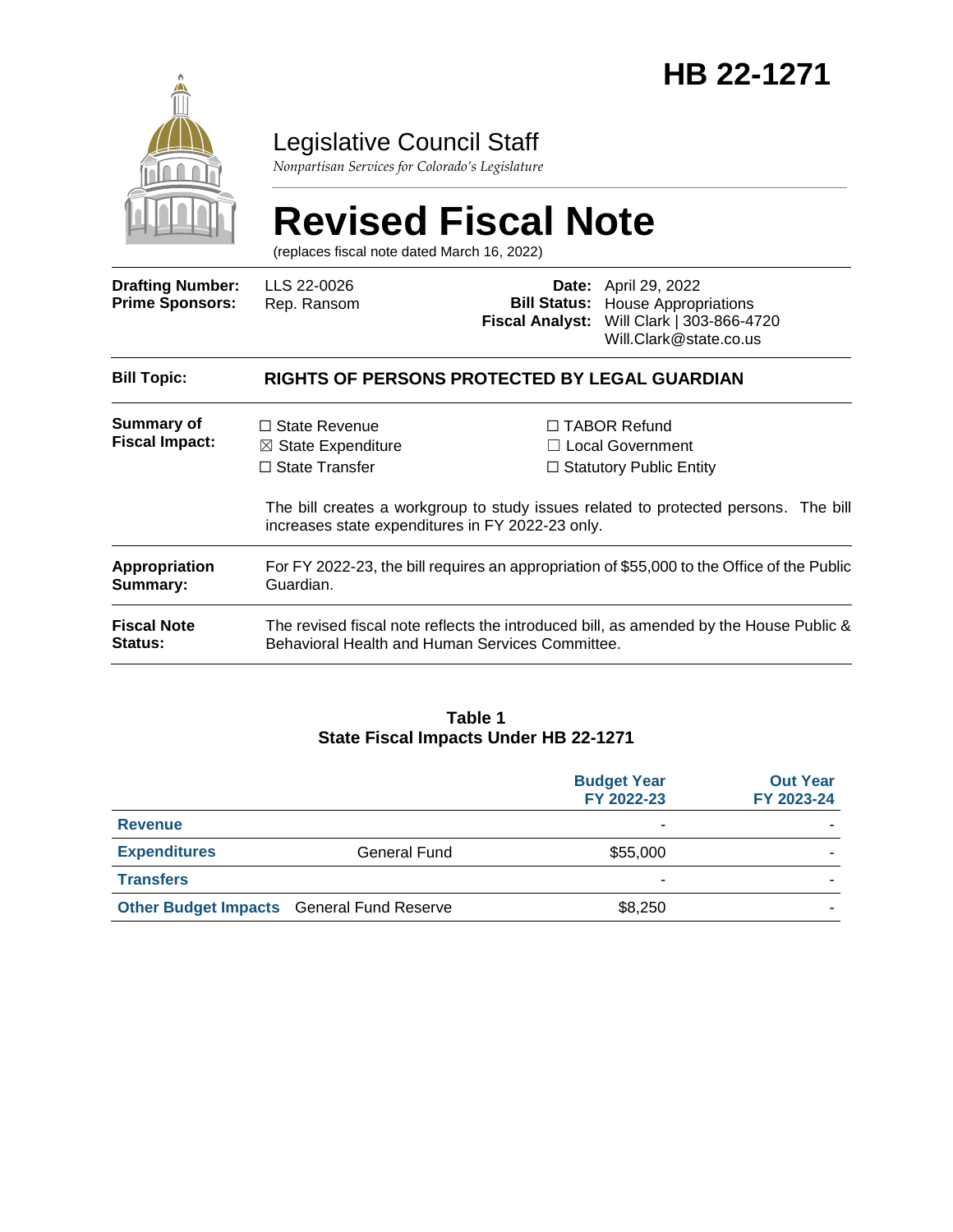# HB 22-1271

Legislative Council Staff

*Nonpartisan Services for Colorado's Legislature*

# Revised Fiscal Note

(replaces fiscal note dated March 16, 2022)

| | | | |
|---|---|---|---|
| **Drafting Number:** | LLS 22-0026 | **Date:** | April 29, 2022 |
| **Prime Sponsors:** | Rep. Ransom | **Bill Status:** | House Appropriations |
| | | **Fiscal Analyst:** | Will Clark \| 303-866-4720<br>Will.Clark@state.co.us |

**Bill Topic:** **RIGHTS OF PERSONS PROTECTED BY LEGAL GUARDIAN**

**Summary of Fiscal Impact:**

☐ State Revenue
☒ State Expenditure
☐ State Transfer
☐ TABOR Refund
☐ Local Government
☐ Statutory Public Entity

The bill creates a workgroup to study issues related to protected persons. The bill increases state expenditures in FY 2022-23 only.

**Appropriation Summary:** For FY 2022-23, the bill requires an appropriation of $55,000 to the Office of the Public Guardian.

**Fiscal Note Status:** The revised fiscal note reflects the introduced bill, as amended by the House Public & Behavioral Health and Human Services Committee.

**Table 1**
**State Fiscal Impacts Under HB 22-1271**

| | | Budget Year FY 2022-23 | Out Year FY 2023-24 |
|---|---|---|---|
| **Revenue** | | - | - |
| **Expenditures** | General Fund | $55,000 | - |
| **Transfers** | | - | - |
| **Other Budget Impacts** | General Fund Reserve | $8,250 | - |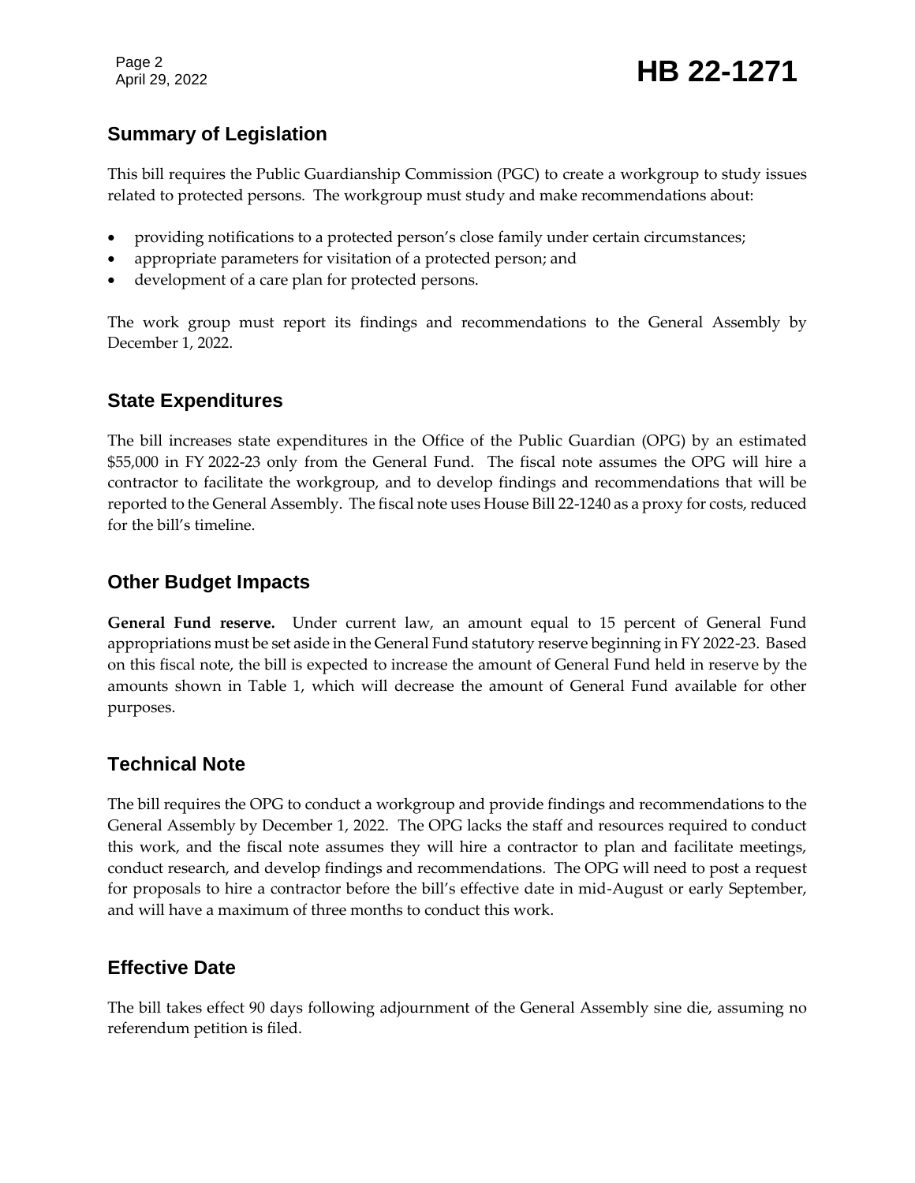## Summary of Legislation

This bill requires the Public Guardianship Commission (PGC) to create a workgroup to study issues related to protected persons. The workgroup must study and make recommendations about:

- providing notifications to a protected person's close family under certain circumstances;
- appropriate parameters for visitation of a protected person; and
- development of a care plan for protected persons.

The work group must report its findings and recommendations to the General Assembly by December 1, 2022.

## State Expenditures

The bill increases state expenditures in the Office of the Public Guardian (OPG) by an estimated $55,000 in FY 2022-23 only from the General Fund. The fiscal note assumes the OPG will hire a contractor to facilitate the workgroup, and to develop findings and recommendations that will be reported to the General Assembly. The fiscal note uses House Bill 22-1240 as a proxy for costs, reduced for the bill's timeline.

## Other Budget Impacts

**General Fund reserve.** Under current law, an amount equal to 15 percent of General Fund appropriations must be set aside in the General Fund statutory reserve beginning in FY 2022-23. Based on this fiscal note, the bill is expected to increase the amount of General Fund held in reserve by the amounts shown in Table 1, which will decrease the amount of General Fund available for other purposes.

## Technical Note

The bill requires the OPG to conduct a workgroup and provide findings and recommendations to the General Assembly by December 1, 2022. The OPG lacks the staff and resources required to conduct this work, and the fiscal note assumes they will hire a contractor to plan and facilitate meetings, conduct research, and develop findings and recommendations. The OPG will need to post a request for proposals to hire a contractor before the bill's effective date in mid-August or early September, and will have a maximum of three months to conduct this work.

## Effective Date

The bill takes effect 90 days following adjournment of the General Assembly sine die, assuming no referendum petition is filed.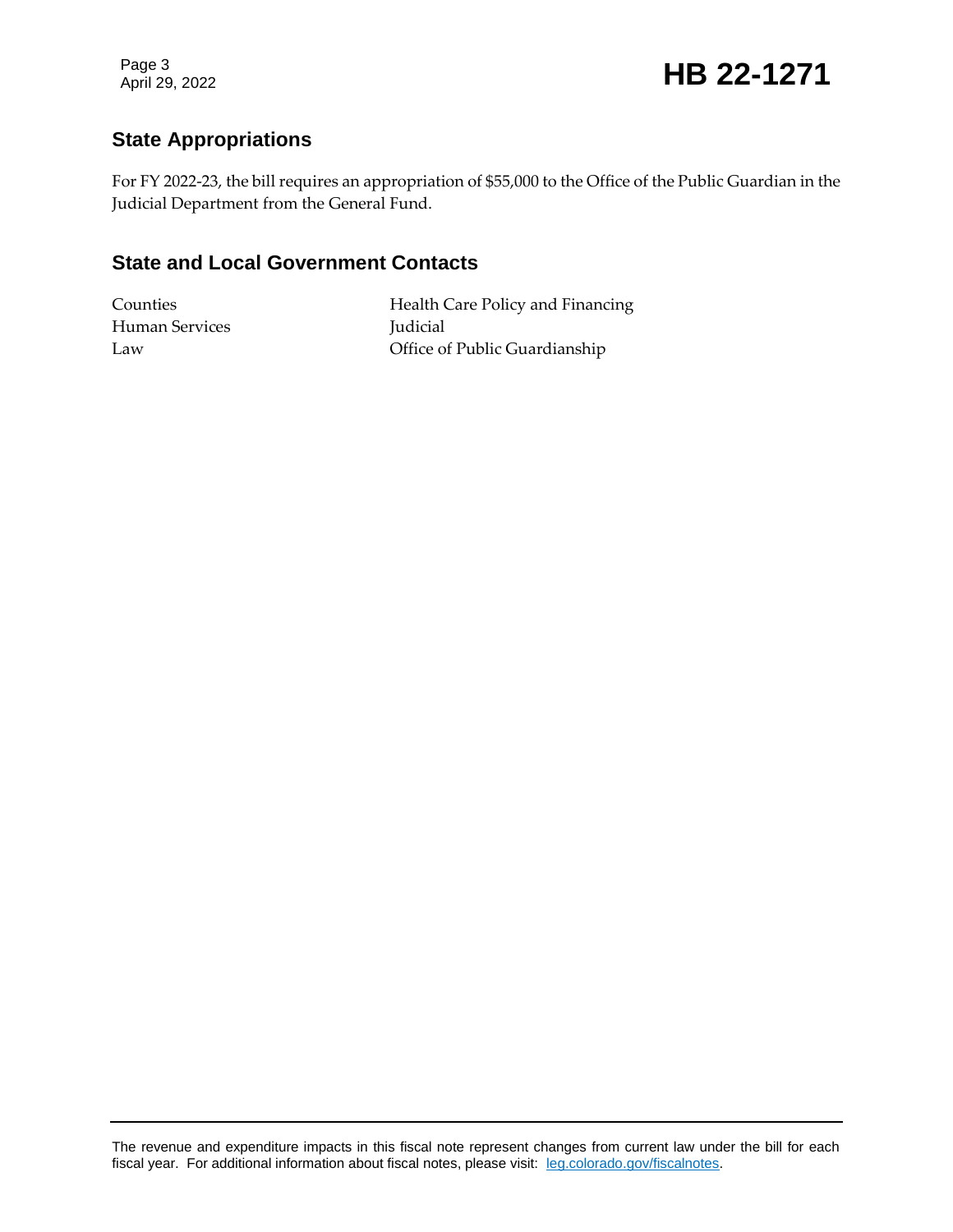## State Appropriations

For FY 2022-23, the bill requires an appropriation of $55,000 to the Office of the Public Guardian in the Judicial Department from the General Fund.

## State and Local Government Contacts

| | |
|---|---|
| Counties | Health Care Policy and Financing |
| Human Services | Judicial |
| Law | Office of Public Guardianship |

The revenue and expenditure impacts in this fiscal note represent changes from current law under the bill for each fiscal year. For additional information about fiscal notes, please visit: leg.colorado.gov/fiscalnotes.